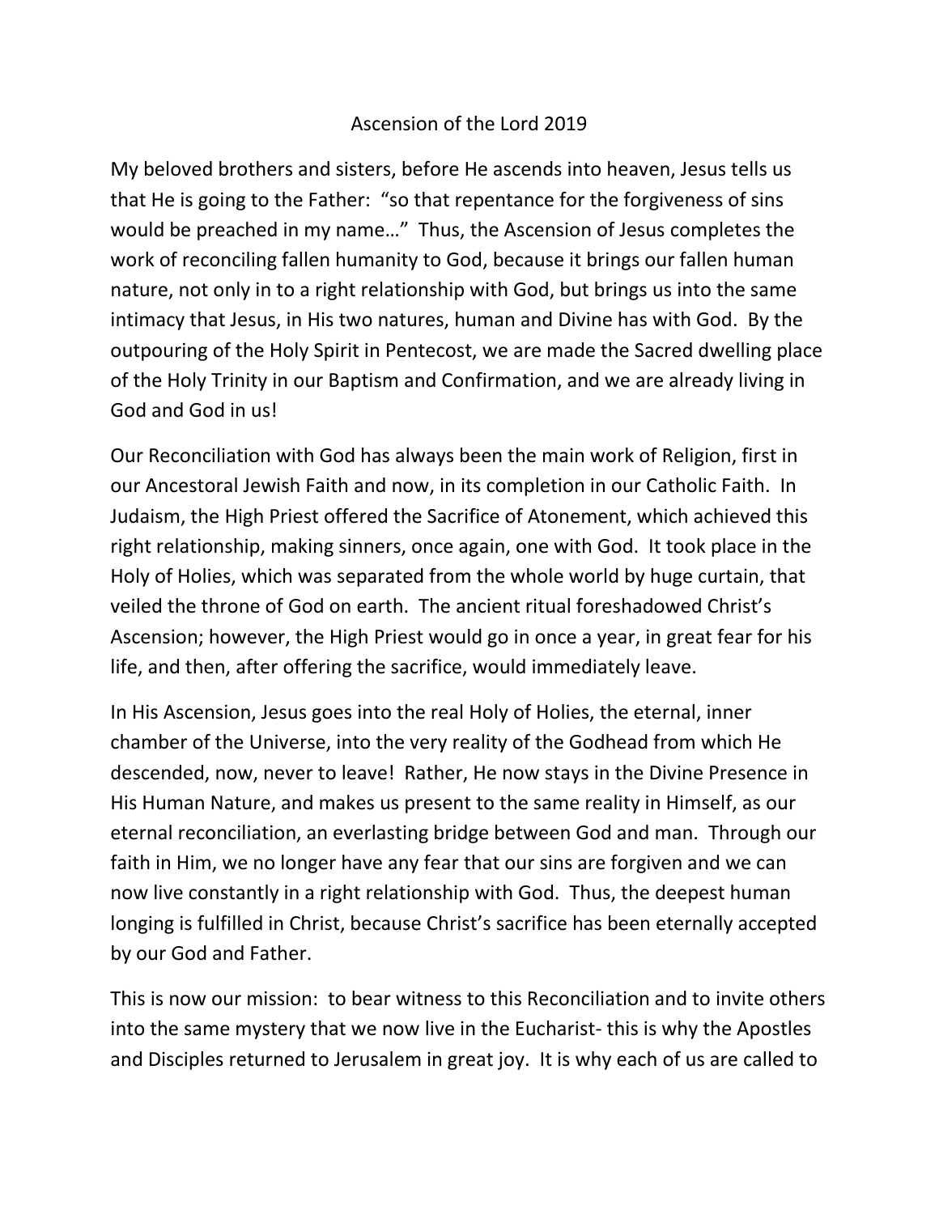# Ascension of the Lord 2019

My beloved brothers and sisters, before He ascends into heaven, Jesus tells us that He is going to the Father: "so that repentance for the forgiveness of sins would be preached in my name…" Thus, the Ascension of Jesus completes the work of reconciling fallen humanity to God, because it brings our fallen human nature, not only in to a right relationship with God, but brings us into the same intimacy that Jesus, in His two natures, human and Divine has with God. By the outpouring of the Holy Spirit in Pentecost, we are made the Sacred dwelling place of the Holy Trinity in our Baptism and Confirmation, and we are already living in God and God in us!

Our Reconciliation with God has always been the main work of Religion, first in our Ancestoral Jewish Faith and now, in its completion in our Catholic Faith. In Judaism, the High Priest offered the Sacrifice of Atonement, which achieved this right relationship, making sinners, once again, one with God. It took place in the Holy of Holies, which was separated from the whole world by huge curtain, that veiled the throne of God on earth. The ancient ritual foreshadowed Christ's Ascension; however, the High Priest would go in once a year, in great fear for his life, and then, after offering the sacrifice, would immediately leave.

In His Ascension, Jesus goes into the real Holy of Holies, the eternal, inner chamber of the Universe, into the very reality of the Godhead from which He descended, now, never to leave! Rather, He now stays in the Divine Presence in His Human Nature, and makes us present to the same reality in Himself, as our eternal reconciliation, an everlasting bridge between God and man. Through our faith in Him, we no longer have any fear that our sins are forgiven and we can now live constantly in a right relationship with God. Thus, the deepest human longing is fulfilled in Christ, because Christ's sacrifice has been eternally accepted by our God and Father.

This is now our mission: to bear witness to this Reconciliation and to invite others into the same mystery that we now live in the Eucharist- this is why the Apostles and Disciples returned to Jerusalem in great joy. It is why each of us are called to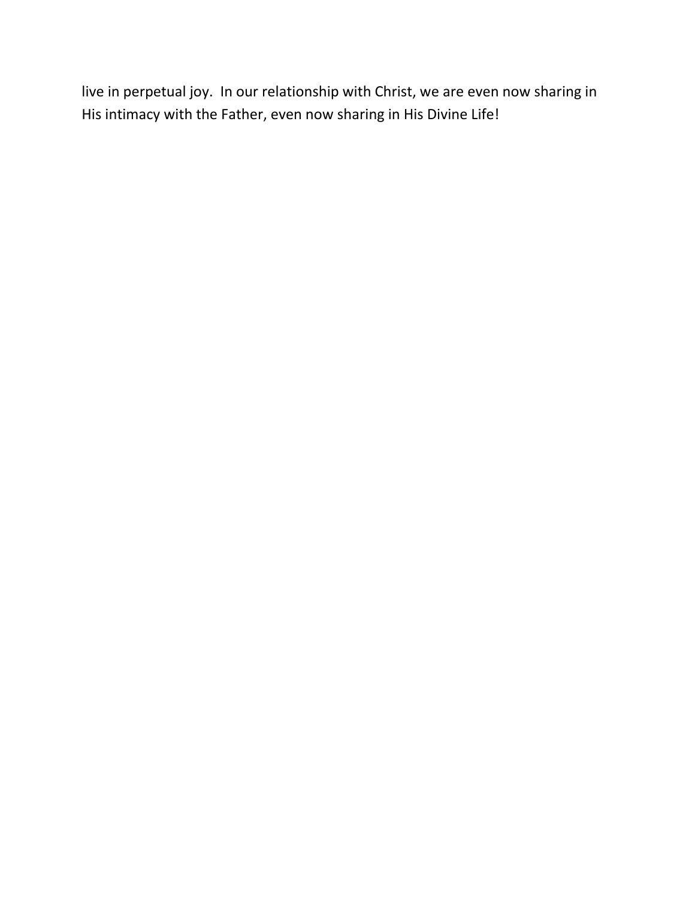live in perpetual joy.  In our relationship with Christ, we are even now sharing in His intimacy with the Father, even now sharing in His Divine Life!